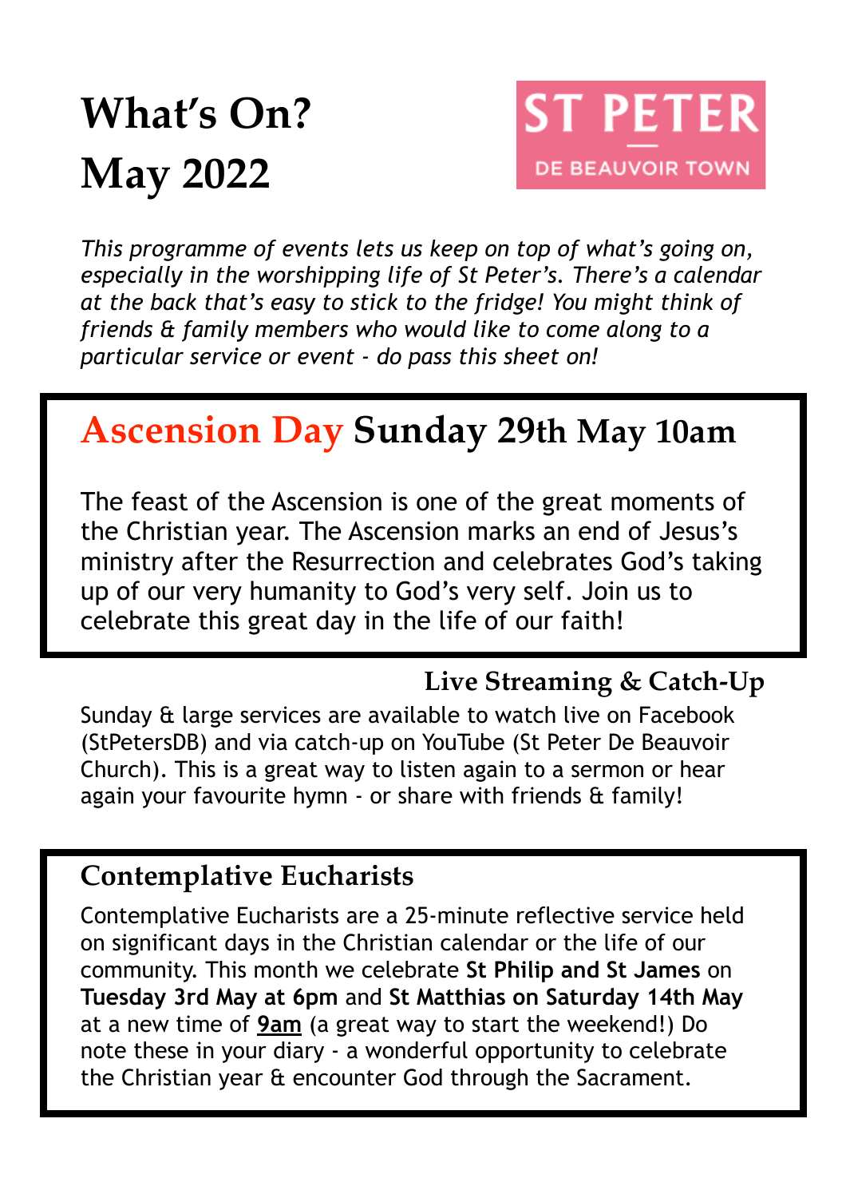# What's On? May 2022

**ST PETER**
**DE BEAUVOIR TOWN**

*This programme of events lets us keep on top of what's going on, especially in the worshipping life of St Peter's. There's a calendar at the back that's easy to stick to the fridge! You might think of friends & family members who would like to come along to a particular service or event - do pass this sheet on!*

## Ascension Day Sunday 29th May 10am

The feast of the Ascension is one of the great moments of the Christian year. The Ascension marks an end of Jesus's ministry after the Resurrection and celebrates God's taking up of our very humanity to God's very self. Join us to celebrate this great day in the life of our faith!

### Live Streaming & Catch-Up

Sunday & large services are available to watch live on Facebook (StPetersDB) and via catch-up on YouTube (St Peter De Beauvoir Church). This is a great way to listen again to a sermon or hear again your favourite hymn - or share with friends & family!

### Contemplative Eucharists

Contemplative Eucharists are a 25-minute reflective service held on significant days in the Christian calendar or the life of our community. This month we celebrate **St Philip and St James** on **Tuesday 3rd May at 6pm** and **St Matthias on Saturday 14th May** at a new time of **9am** (a great way to start the weekend!) Do note these in your diary - a wonderful opportunity to celebrate the Christian year & encounter God through the Sacrament.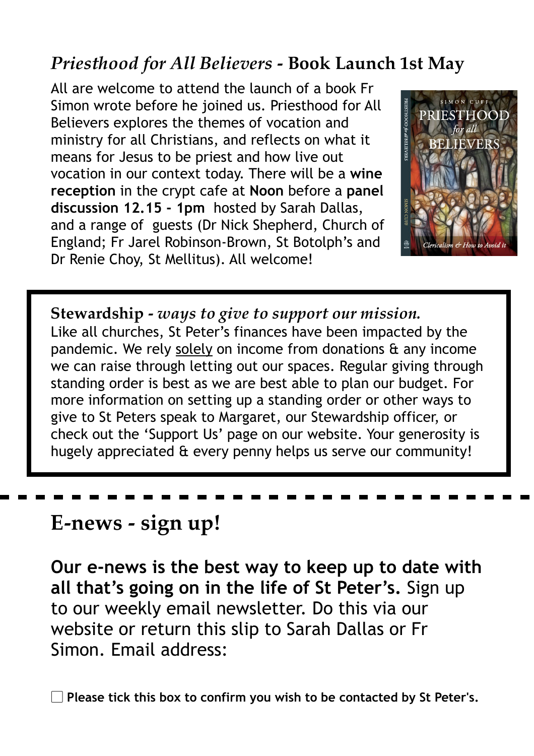## *Priesthood for All Believers* - Book Launch 1st May

All are welcome to attend the launch of a book Fr Simon wrote before he joined us. Priesthood for All Believers explores the themes of vocation and ministry for all Christians, and reflects on what it means for Jesus to be priest and how live out vocation in our context today. There will be a **wine reception** in the crypt cafe at **Noon** before a **panel discussion 12.15 - 1pm** hosted by Sarah Dallas, and a range of guests (Dr Nick Shepherd, Church of England; Fr Jarel Robinson-Brown, St Botolph's and Dr Renie Choy, St Mellitus). All welcome!

**Stewardship** - *ways to give to support our mission.*
Like all churches, St Peter's finances have been impacted by the pandemic. We rely solely on income from donations & any income we can raise through letting out our spaces. Regular giving through standing order is best as we are best able to plan our budget. For more information on setting up a standing order or other ways to give to St Peters speak to Margaret, our Stewardship officer, or check out the 'Support Us' page on our website. Your generosity is hugely appreciated & every penny helps us serve our community!

## E-news - sign up!

**Our e-news is the best way to keep up to date with all that's going on in the life of St Peter's.** Sign up to our weekly email newsletter. Do this via our website or return this slip to Sarah Dallas or Fr Simon. Email address:

☐ **Please tick this box to confirm you wish to be contacted by St Peter's.**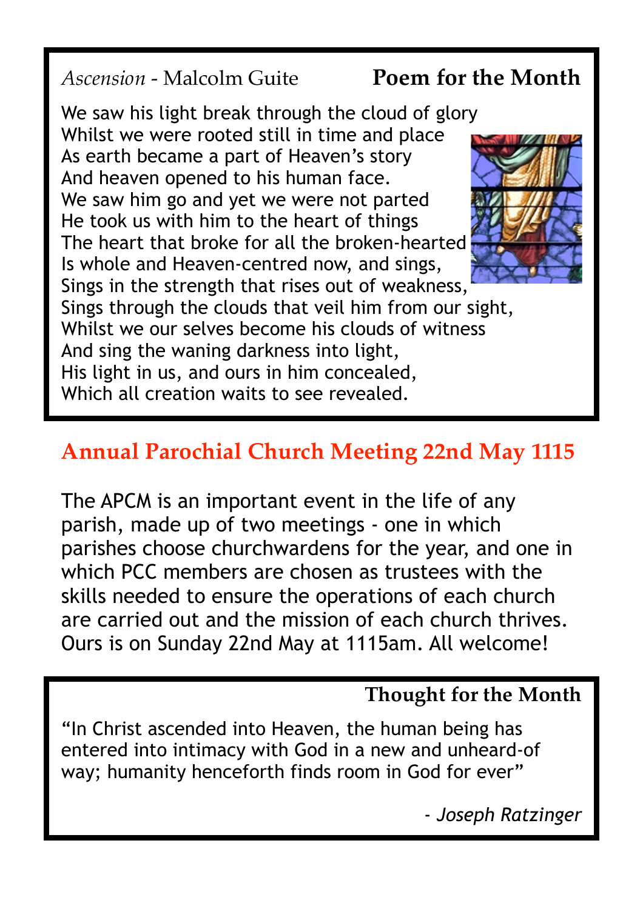*Ascension* - Malcolm Guite

## Poem for the Month

We saw his light break through the cloud of glory
Whilst we were rooted still in time and place
As earth became a part of Heaven's story
And heaven opened to his human face.
We saw him go and yet we were not parted
He took us with him to the heart of things
The heart that broke for all the broken-hearted
Is whole and Heaven-centred now, and sings,
Sings in the strength that rises out of weakness,
Sings through the clouds that veil him from our sight,
Whilst we our selves become his clouds of witness
And sing the waning darkness into light,
His light in us, and ours in him concealed,
Which all creation waits to see revealed.

## Annual Parochial Church Meeting 22nd May 1115

The APCM is an important event in the life of any parish, made up of two meetings - one in which parishes choose churchwardens for the year, and one in which PCC members are chosen as trustees with the skills needed to ensure the operations of each church are carried out and the mission of each church thrives. Ours is on Sunday 22nd May at 1115am. All welcome!

## Thought for the Month

"In Christ ascended into Heaven, the human being has entered into intimacy with God in a new and unheard-of way; humanity henceforth finds room in God for ever"

*- Joseph Ratzinger*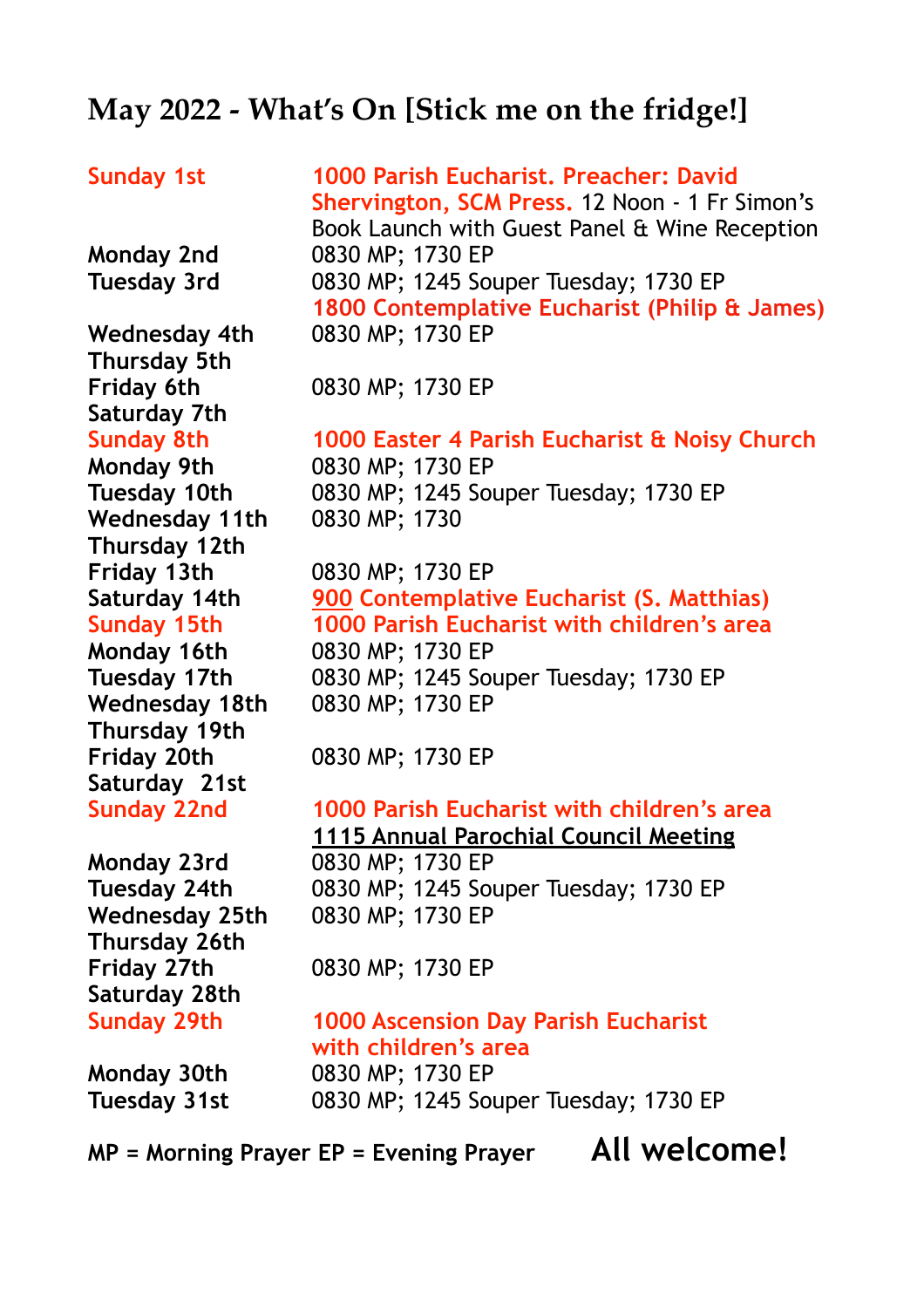# May 2022 - What's On [Stick me on the fridge!]

| | |
|---|---|
| **Sunday 1st** | **1000 Parish Eucharist. Preacher: David Shervington, SCM Press.** 12 Noon - 1 Fr Simon's Book Launch with Guest Panel & Wine Reception |
| **Monday 2nd** | 0830 MP; 1730 EP |
| **Tuesday 3rd** | 0830 MP; 1245 Souper Tuesday; 1730 EP **1800 Contemplative Eucharist (Philip & James)** |
| **Wednesday 4th** | 0830 MP; 1730 EP |
| **Thursday 5th** | |
| **Friday 6th** | 0830 MP; 1730 EP |
| **Saturday 7th** | |
| **Sunday 8th** | **1000 Easter 4 Parish Eucharist & Noisy Church** |
| **Monday 9th** | 0830 MP; 1730 EP |
| **Tuesday 10th** | 0830 MP; 1245 Souper Tuesday; 1730 EP |
| **Wednesday 11th** | 0830 MP; 1730 |
| **Thursday 12th** | |
| **Friday 13th** | 0830 MP; 1730 EP |
| **Saturday 14th** | **900 Contemplative Eucharist (S. Matthias)** |
| **Sunday 15th** | **1000 Parish Eucharist with children's area** |
| **Monday 16th** | 0830 MP; 1730 EP |
| **Tuesday 17th** | 0830 MP; 1245 Souper Tuesday; 1730 EP |
| **Wednesday 18th** | 0830 MP; 1730 EP |
| **Thursday 19th** | |
| **Friday 20th** | 0830 MP; 1730 EP |
| **Saturday 21st** | |
| **Sunday 22nd** | **1000 Parish Eucharist with children's area** **1115 Annual Parochial Council Meeting** |
| **Monday 23rd** | 0830 MP; 1730 EP |
| **Tuesday 24th** | 0830 MP; 1245 Souper Tuesday; 1730 EP |
| **Wednesday 25th** | 0830 MP; 1730 EP |
| **Thursday 26th** | |
| **Friday 27th** | 0830 MP; 1730 EP |
| **Saturday 28th** | |
| **Sunday 29th** | **1000 Ascension Day Parish Eucharist with children's area** |
| **Monday 30th** | 0830 MP; 1730 EP |
| **Tuesday 31st** | 0830 MP; 1245 Souper Tuesday; 1730 EP |

**MP = Morning Prayer EP = Evening Prayer**

**All welcome!**